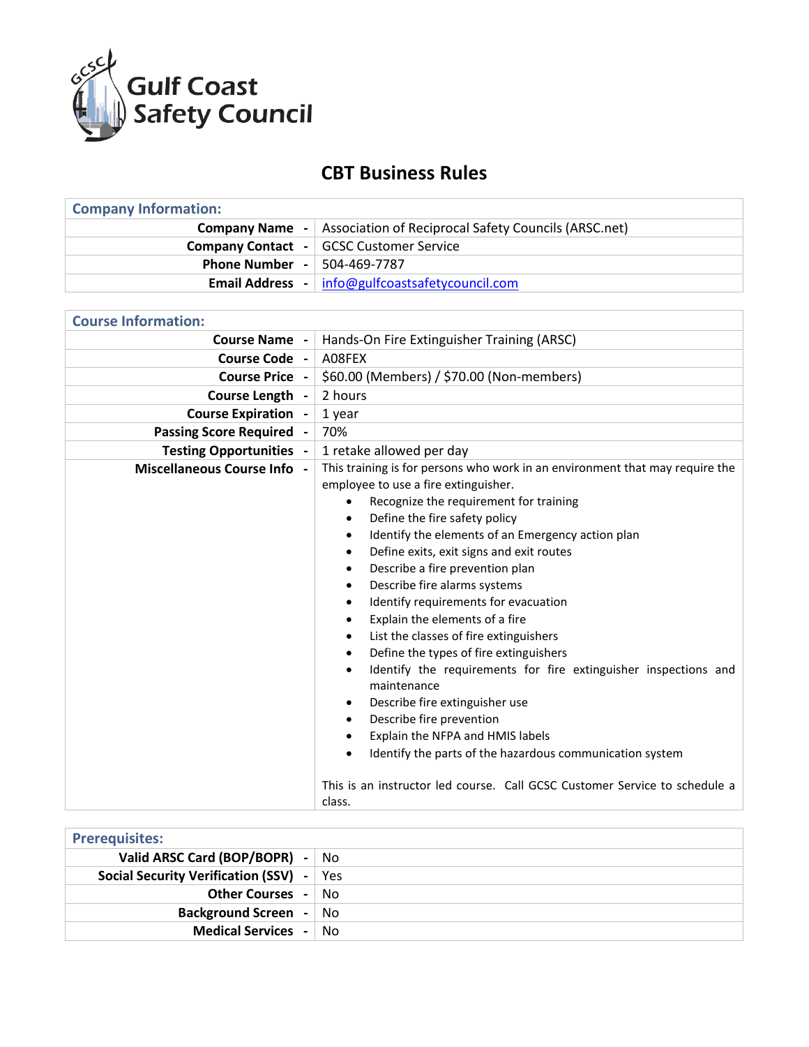# Gulf Coast Safety Council

## CBT Business Rules

| Company Information: | |
|---|---|
| **Company Name** - | Association of Reciprocal Safety Councils (ARSC.net) |
| **Company Contact** - | GCSC Customer Service |
| **Phone Number** - | 504-469-7787 |
| **Email Address** - | info@gulfcoastsafetycouncil.com |

| Course Information: | |
|---|---|
| **Course Name** - | Hands-On Fire Extinguisher Training (ARSC) |
| **Course Code** - | A08FEX |
| **Course Price** - | $60.00 (Members) / $70.00 (Non-members) |
| **Course Length** - | 2 hours |
| **Course Expiration** - | 1 year |
| **Passing Score Required** - | 70% |
| **Testing Opportunities** - | 1 retake allowed per day |
| **Miscellaneous Course Info** - | This training is for persons who work in an environment that may require the employee to use a fire extinguisher.<br>• Recognize the requirement for training<br>• Define the fire safety policy<br>• Identify the elements of an Emergency action plan<br>• Define exits, exit signs and exit routes<br>• Describe a fire prevention plan<br>• Describe fire alarms systems<br>• Identify requirements for evacuation<br>• Explain the elements of a fire<br>• List the classes of fire extinguishers<br>• Define the types of fire extinguishers<br>• Identify the requirements for fire extinguisher inspections and maintenance<br>• Describe fire extinguisher use<br>• Describe fire prevention<br>• Explain the NFPA and HMIS labels<br>• Identify the parts of the hazardous communication system<br><br>This is an instructor led course. Call GCSC Customer Service to schedule a class. |

| Prerequisites: | |
|---|---|
| **Valid ARSC Card (BOP/BOPR)** - | No |
| **Social Security Verification (SSV)** - | Yes |
| **Other Courses** - | No |
| **Background Screen** - | No |
| **Medical Services** - | No |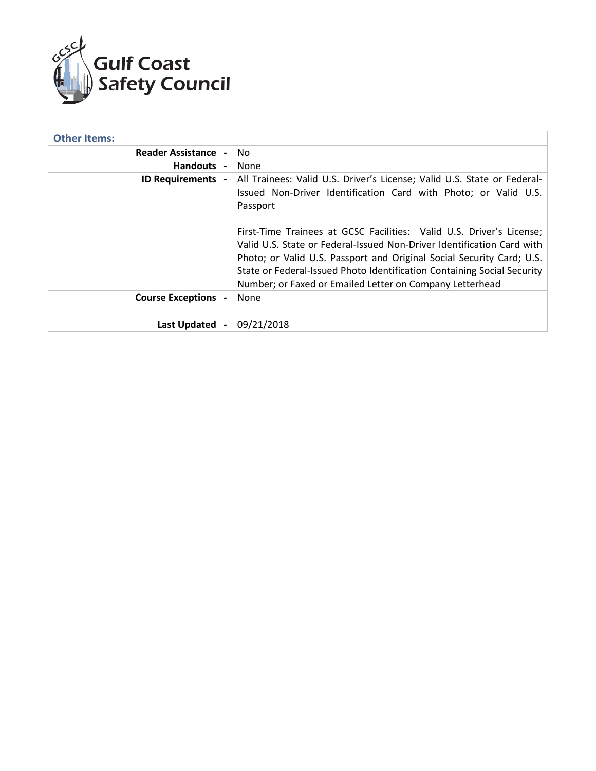Gulf Coast Safety Council

| Other Items: | |
|---|---|
| **Reader Assistance -** | No |
| **Handouts -** | None |
| **ID Requirements -** | All Trainees: Valid U.S. Driver's License; Valid U.S. State or Federal-Issued Non-Driver Identification Card with Photo; or Valid U.S. Passport<br><br>First-Time Trainees at GCSC Facilities: Valid U.S. Driver's License; Valid U.S. State or Federal-Issued Non-Driver Identification Card with Photo; or Valid U.S. Passport and Original Social Security Card; U.S. State or Federal-Issued Photo Identification Containing Social Security Number; or Faxed or Emailed Letter on Company Letterhead |
| **Course Exceptions -** | None |
| | |
| **Last Updated -** | 09/21/2018 |